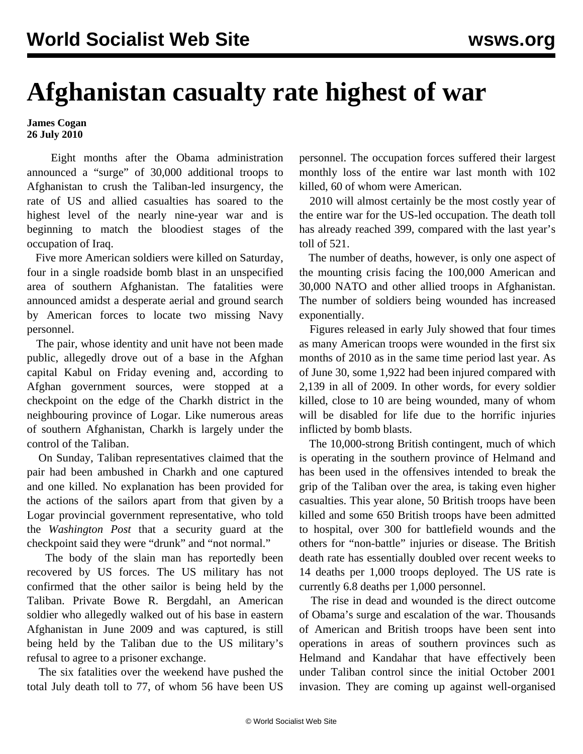# Afghanistan casualty rate highest of war

**James Cogan**
**26 July 2010**

Eight months after the Obama administration announced a "surge" of 30,000 additional troops to Afghanistan to crush the Taliban-led insurgency, the rate of US and allied casualties has soared to the highest level of the nearly nine-year war and is beginning to match the bloodiest stages of the occupation of Iraq.

Five more American soldiers were killed on Saturday, four in a single roadside bomb blast in an unspecified area of southern Afghanistan. The fatalities were announced amidst a desperate aerial and ground search by American forces to locate two missing Navy personnel.

The pair, whose identity and unit have not been made public, allegedly drove out of a base in the Afghan capital Kabul on Friday evening and, according to Afghan government sources, were stopped at a checkpoint on the edge of the Charkh district in the neighbouring province of Logar. Like numerous areas of southern Afghanistan, Charkh is largely under the control of the Taliban.

On Sunday, Taliban representatives claimed that the pair had been ambushed in Charkh and one captured and one killed. No explanation has been provided for the actions of the sailors apart from that given by a Logar provincial government representative, who told the *Washington Post* that a security guard at the checkpoint said they were "drunk" and "not normal."

The body of the slain man has reportedly been recovered by US forces. The US military has not confirmed that the other sailor is being held by the Taliban. Private Bowe R. Bergdahl, an American soldier who allegedly walked out of his base in eastern Afghanistan in June 2009 and was captured, is still being held by the Taliban due to the US military's refusal to agree to a prisoner exchange.

The six fatalities over the weekend have pushed the total July death toll to 77, of whom 56 have been US personnel. The occupation forces suffered their largest monthly loss of the entire war last month with 102 killed, 60 of whom were American.

2010 will almost certainly be the most costly year of the entire war for the US-led occupation. The death toll has already reached 399, compared with the last year's toll of 521.

The number of deaths, however, is only one aspect of the mounting crisis facing the 100,000 American and 30,000 NATO and other allied troops in Afghanistan. The number of soldiers being wounded has increased exponentially.

Figures released in early July showed that four times as many American troops were wounded in the first six months of 2010 as in the same time period last year. As of June 30, some 1,922 had been injured compared with 2,139 in all of 2009. In other words, for every soldier killed, close to 10 are being wounded, many of whom will be disabled for life due to the horrific injuries inflicted by bomb blasts.

The 10,000-strong British contingent, much of which is operating in the southern province of Helmand and has been used in the offensives intended to break the grip of the Taliban over the area, is taking even higher casualties. This year alone, 50 British troops have been killed and some 650 British troops have been admitted to hospital, over 300 for battlefield wounds and the others for "non-battle" injuries or disease. The British death rate has essentially doubled over recent weeks to 14 deaths per 1,000 troops deployed. The US rate is currently 6.8 deaths per 1,000 personnel.

The rise in dead and wounded is the direct outcome of Obama's surge and escalation of the war. Thousands of American and British troops have been sent into operations in areas of southern provinces such as Helmand and Kandahar that have effectively been under Taliban control since the initial October 2001 invasion. They are coming up against well-organised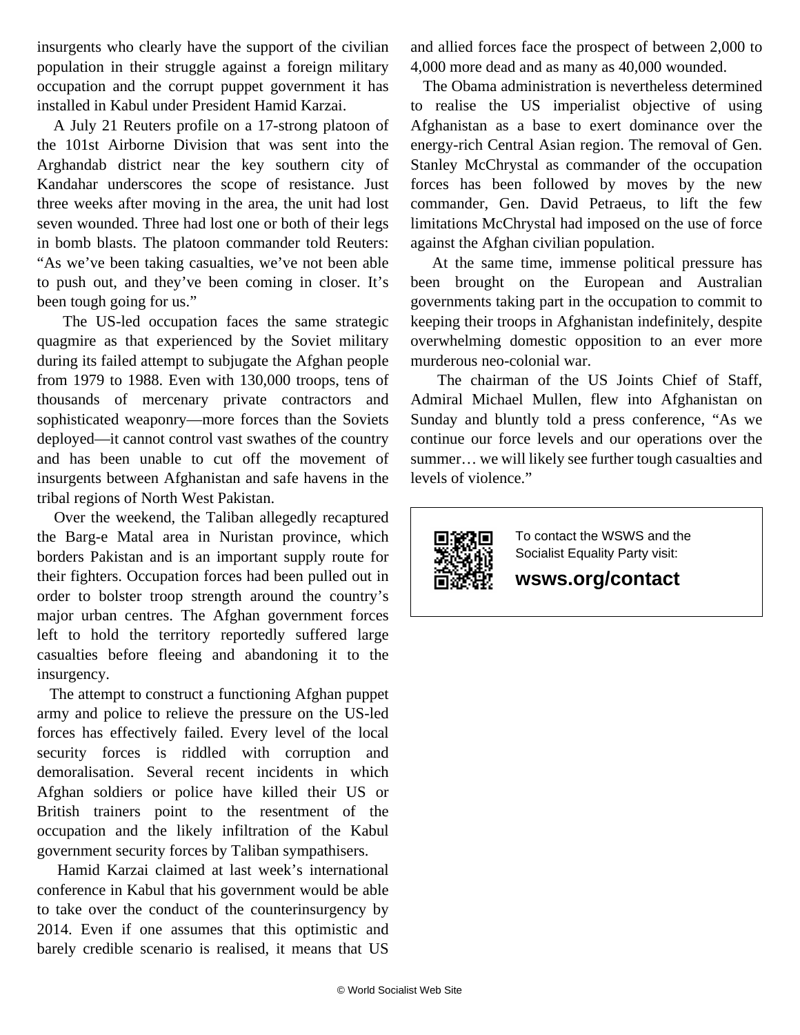insurgents who clearly have the support of the civilian population in their struggle against a foreign military occupation and the corrupt puppet government it has installed in Kabul under President Hamid Karzai.

A July 21 Reuters profile on a 17-strong platoon of the 101st Airborne Division that was sent into the Arghandab district near the key southern city of Kandahar underscores the scope of resistance. Just three weeks after moving in the area, the unit had lost seven wounded. Three had lost one or both of their legs in bomb blasts. The platoon commander told Reuters: "As we've been taking casualties, we've not been able to push out, and they've been coming in closer. It's been tough going for us."

The US-led occupation faces the same strategic quagmire as that experienced by the Soviet military during its failed attempt to subjugate the Afghan people from 1979 to 1988. Even with 130,000 troops, tens of thousands of mercenary private contractors and sophisticated weaponry—more forces than the Soviets deployed—it cannot control vast swathes of the country and has been unable to cut off the movement of insurgents between Afghanistan and safe havens in the tribal regions of North West Pakistan.

Over the weekend, the Taliban allegedly recaptured the Barg-e Matal area in Nuristan province, which borders Pakistan and is an important supply route for their fighters. Occupation forces had been pulled out in order to bolster troop strength around the country's major urban centres. The Afghan government forces left to hold the territory reportedly suffered large casualties before fleeing and abandoning it to the insurgency.

The attempt to construct a functioning Afghan puppet army and police to relieve the pressure on the US-led forces has effectively failed. Every level of the local security forces is riddled with corruption and demoralisation. Several recent incidents in which Afghan soldiers or police have killed their US or British trainers point to the resentment of the occupation and the likely infiltration of the Kabul government security forces by Taliban sympathisers.

Hamid Karzai claimed at last week's international conference in Kabul that his government would be able to take over the conduct of the counterinsurgency by 2014. Even if one assumes that this optimistic and barely credible scenario is realised, it means that US and allied forces face the prospect of between 2,000 to 4,000 more dead and as many as 40,000 wounded.

The Obama administration is nevertheless determined to realise the US imperialist objective of using Afghanistan as a base to exert dominance over the energy-rich Central Asian region. The removal of Gen. Stanley McChrystal as commander of the occupation forces has been followed by moves by the new commander, Gen. David Petraeus, to lift the few limitations McChrystal had imposed on the use of force against the Afghan civilian population.

At the same time, immense political pressure has been brought on the European and Australian governments taking part in the occupation to commit to keeping their troops in Afghanistan indefinitely, despite overwhelming domestic opposition to an ever more murderous neo-colonial war.

The chairman of the US Joints Chief of Staff, Admiral Michael Mullen, flew into Afghanistan on Sunday and bluntly told a press conference, "As we continue our force levels and our operations over the summer… we will likely see further tough casualties and levels of violence."

To contact the WSWS and the Socialist Equality Party visit:

**wsws.org/contact**